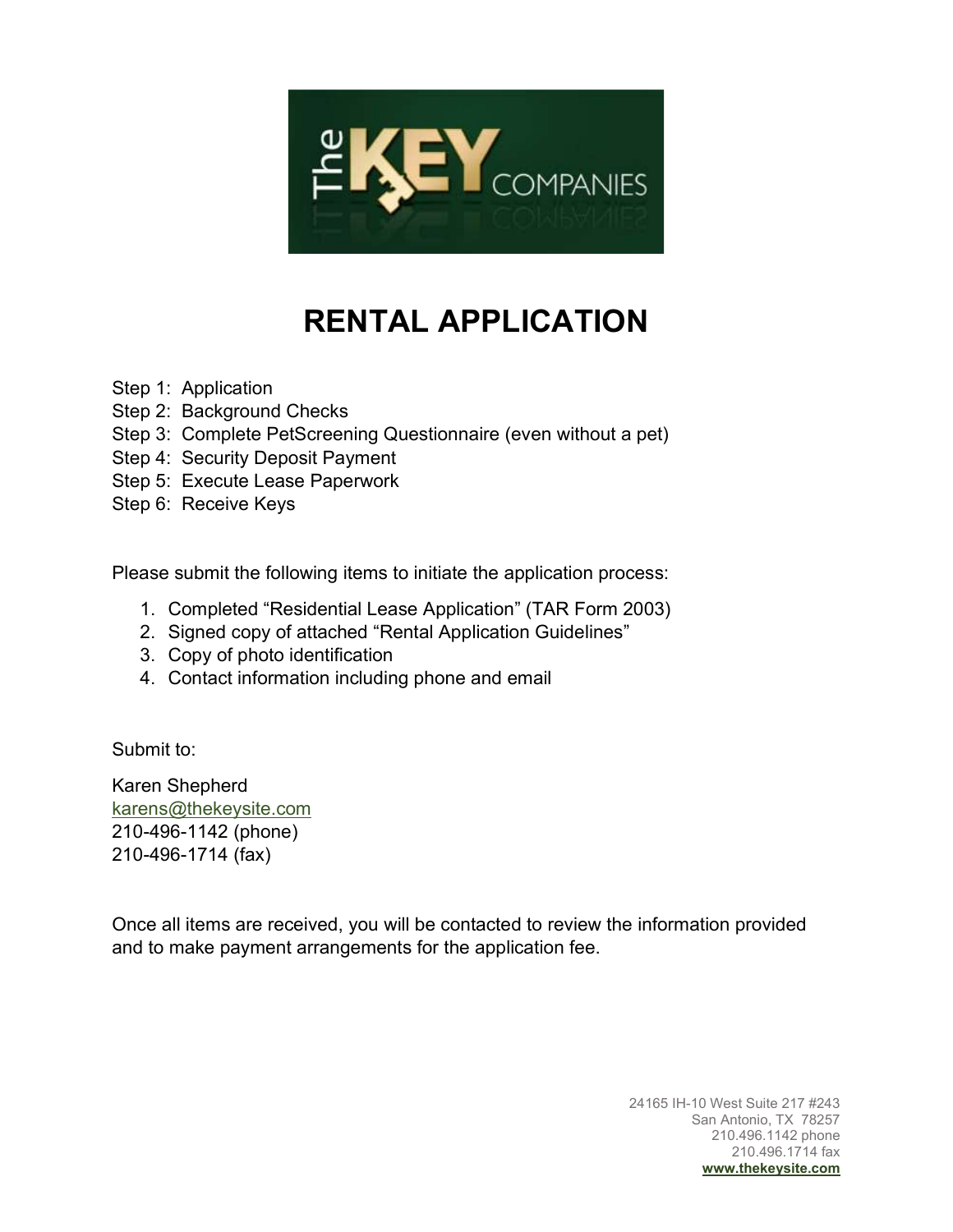# RENTAL APPLICATION

Step 1: Application
Step 2: Background Checks
Step 3: Complete PetScreening Questionnaire (even without a pet)
Step 4: Security Deposit Payment
Step 5: Execute Lease Paperwork
Step 6: Receive Keys

Please submit the following items to initiate the application process:

1. Completed "Residential Lease Application" (TAR Form 2003)
2. Signed copy of attached "Rental Application Guidelines"
3. Copy of photo identification
4. Contact information including phone and email

Submit to:

Karen Shepherd
karens@thekeysite.com
210-496-1142 (phone)
210-496-1714 (fax)

Once all items are received, you will be contacted to review the information provided and to make payment arrangements for the application fee.

24165 IH-10 West Suite 217 #243
San Antonio, TX 78257
210.496.1142 phone
210.496.1714 fax
**www.thekeysite.com**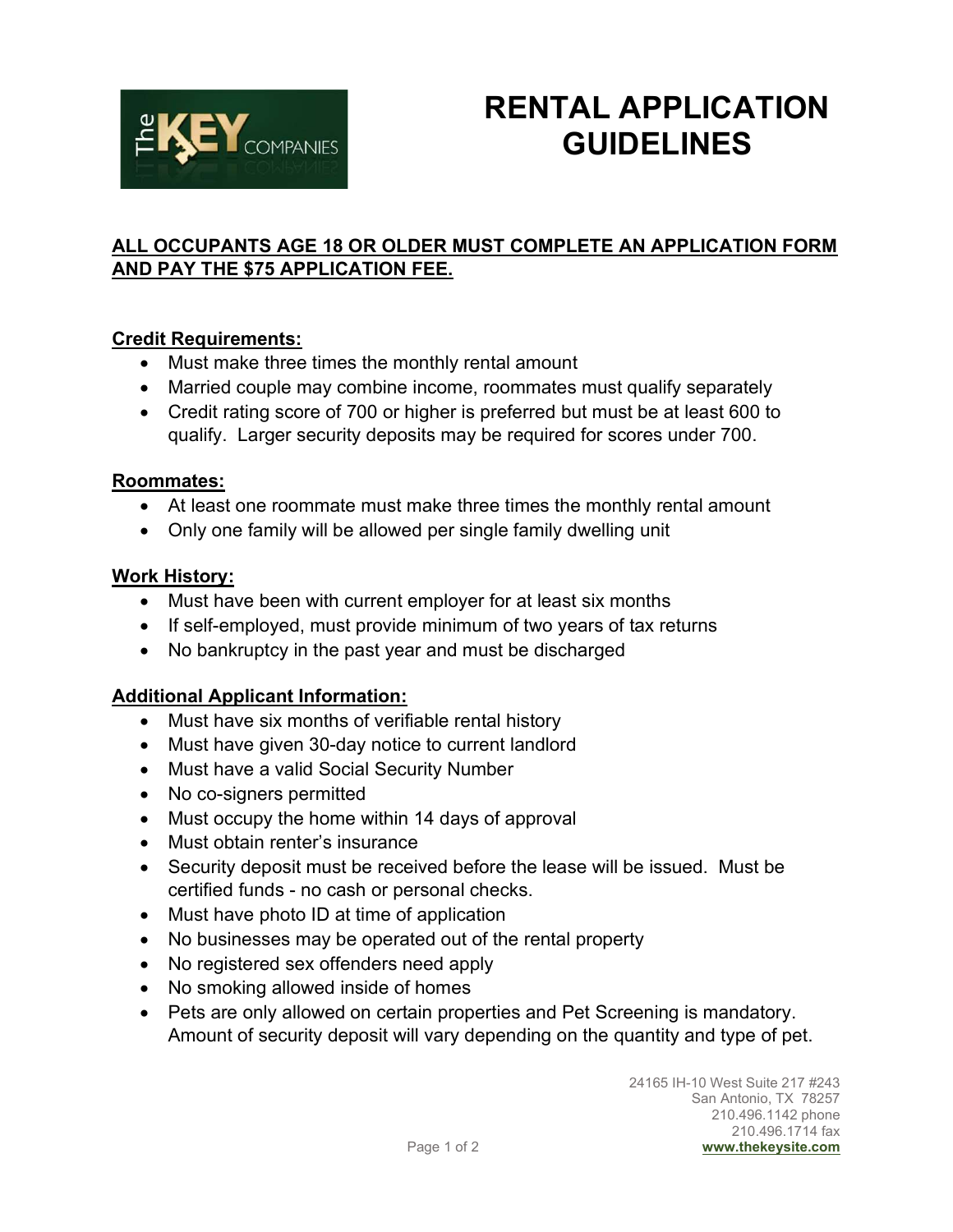# RENTAL APPLICATION GUIDELINES

**ALL OCCUPANTS AGE 18 OR OLDER MUST COMPLETE AN APPLICATION FORM AND PAY THE $75 APPLICATION FEE.**

**Credit Requirements:**

- Must make three times the monthly rental amount
- Married couple may combine income, roommates must qualify separately
- Credit rating score of 700 or higher is preferred but must be at least 600 to qualify. Larger security deposits may be required for scores under 700.

**Roommates:**

- At least one roommate must make three times the monthly rental amount
- Only one family will be allowed per single family dwelling unit

**Work History:**

- Must have been with current employer for at least six months
- If self-employed, must provide minimum of two years of tax returns
- No bankruptcy in the past year and must be discharged

**Additional Applicant Information:**

- Must have six months of verifiable rental history
- Must have given 30-day notice to current landlord
- Must have a valid Social Security Number
- No co-signers permitted
- Must occupy the home within 14 days of approval
- Must obtain renter's insurance
- Security deposit must be received before the lease will be issued. Must be certified funds - no cash or personal checks.
- Must have photo ID at time of application
- No businesses may be operated out of the rental property
- No registered sex offenders need apply
- No smoking allowed inside of homes
- Pets are only allowed on certain properties and Pet Screening is mandatory. Amount of security deposit will vary depending on the quantity and type of pet.

24165 IH-10 West Suite 217 #243
San Antonio, TX 78257
210.496.1142 phone
210.496.1714 fax
www.thekeysite.com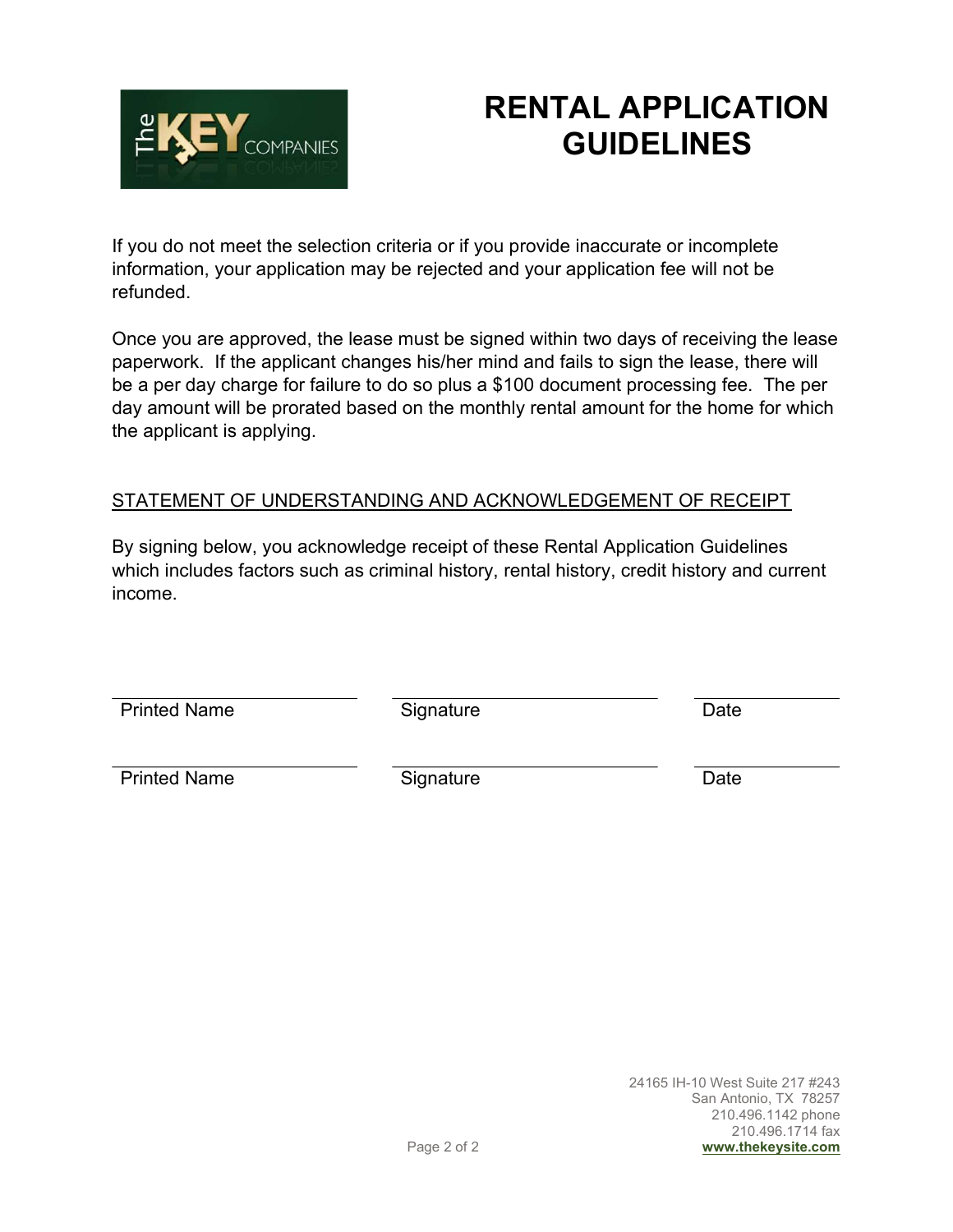# RENTAL APPLICATION GUIDELINES

If you do not meet the selection criteria or if you provide inaccurate or incomplete information, your application may be rejected and your application fee will not be refunded.

Once you are approved, the lease must be signed within two days of receiving the lease paperwork. If the applicant changes his/her mind and fails to sign the lease, there will be a per day charge for failure to do so plus a $100 document processing fee. The per day amount will be prorated based on the monthly rental amount for the home for which the applicant is applying.

<u>STATEMENT OF UNDERSTANDING AND ACKNOWLEDGEMENT OF RECEIPT</u>

By signing below, you acknowledge receipt of these Rental Application Guidelines which includes factors such as criminal history, rental history, credit history and current income.

| Printed Name | Signature | Date |
| --- | --- | --- |
| | | |
| Printed Name | Signature | Date |

24165 IH-10 West Suite 217 #243
San Antonio, TX 78257
210.496.1142 phone
210.496.1714 fax
**www.thekeysite.com**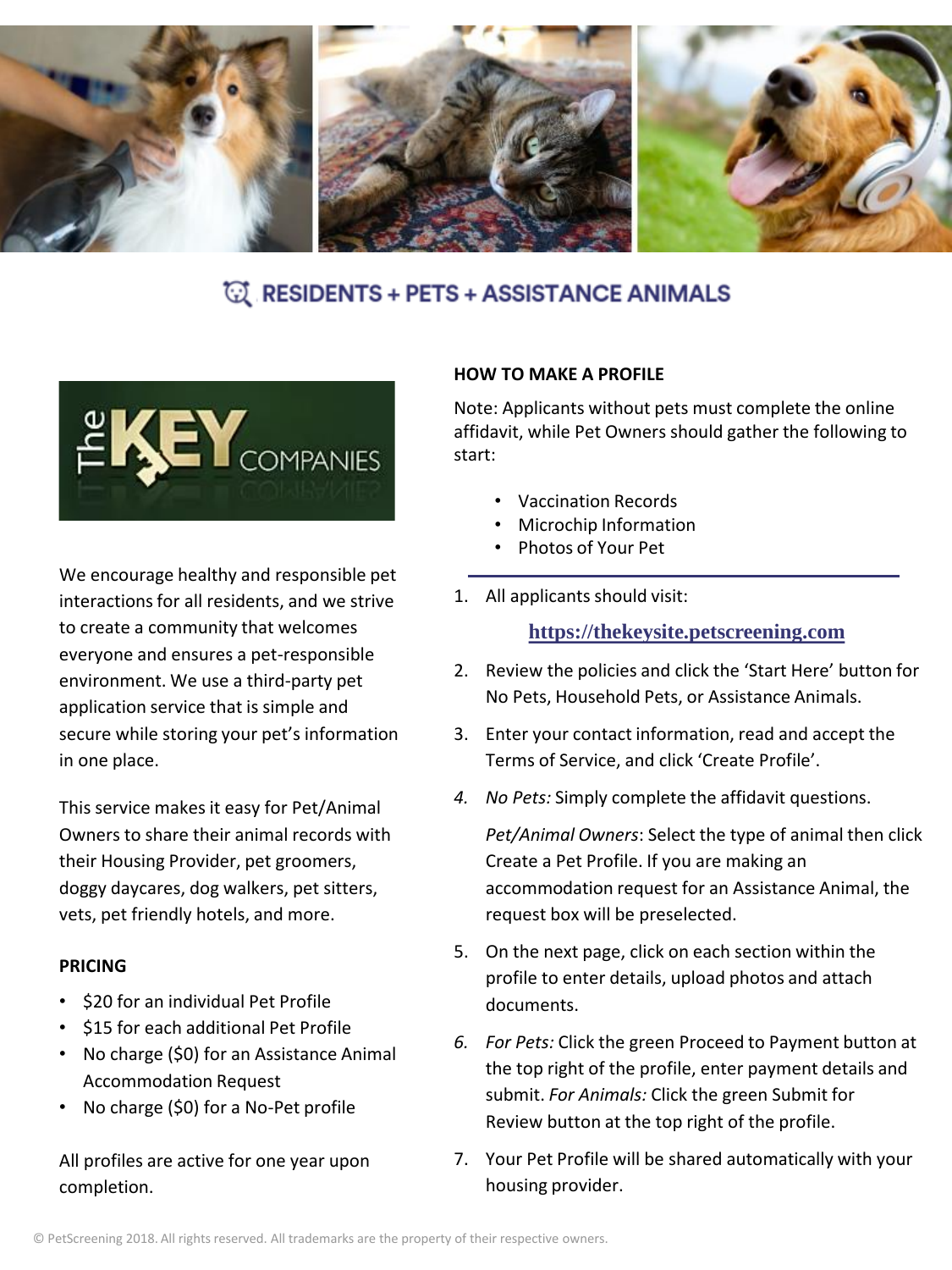# RESIDENTS + PETS + ASSISTANCE ANIMALS

The KEY COMPANIES

We encourage healthy and responsible pet interactions for all residents, and we strive to create a community that welcomes everyone and ensures a pet-responsible environment. We use a third-party pet application service that is simple and secure while storing your pet's information in one place.

This service makes it easy for Pet/Animal Owners to share their animal records with their Housing Provider, pet groomers, doggy daycares, dog walkers, pet sitters, vets, pet friendly hotels, and more.

**PRICING**

- $20 for an individual Pet Profile
- $15 for each additional Pet Profile
- No charge ($0) for an Assistance Animal Accommodation Request
- No charge ($0) for a No-Pet profile

All profiles are active for one year upon completion.

**HOW TO MAKE A PROFILE**

Note: Applicants without pets must complete the online affidavit, while Pet Owners should gather the following to start:

- Vaccination Records
- Microchip Information
- Photos of Your Pet

1. All applicants should visit:

   **https://thekeysite.petscreening.com**

2. Review the policies and click the 'Start Here' button for No Pets, Household Pets, or Assistance Animals.
3. Enter your contact information, read and accept the Terms of Service, and click 'Create Profile'.
4. *No Pets:* Simply complete the affidavit questions.

   *Pet/Animal Owners*: Select the type of animal then click Create a Pet Profile. If you are making an accommodation request for an Assistance Animal, the request box will be preselected.

5. On the next page, click on each section within the profile to enter details, upload photos and attach documents.
6. *For Pets:* Click the green Proceed to Payment button at the top right of the profile, enter payment details and submit. *For Animals:* Click the green Submit for Review button at the top right of the profile.
7. Your Pet Profile will be shared automatically with your housing provider.

© PetScreening 2018. All rights reserved. All trademarks are the property of their respective owners.